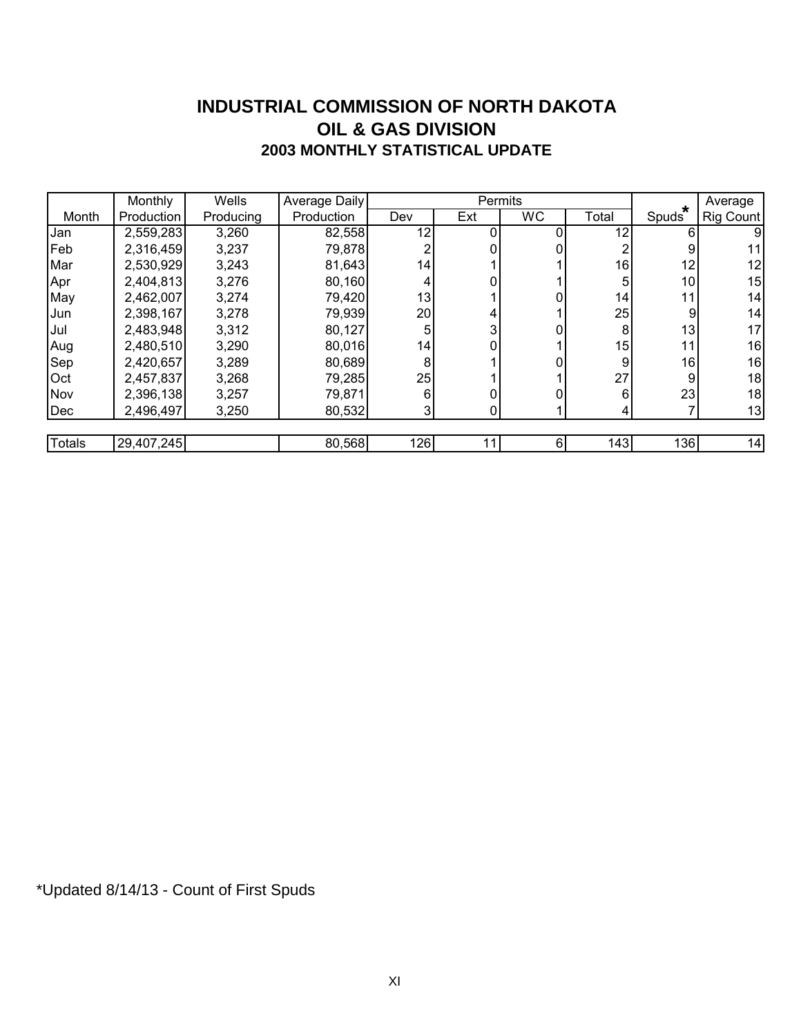# INDUSTRIAL COMMISSION OF NORTH DAKOTA
## OIL & GAS DIVISION
### 2003 MONTHLY STATISTICAL UPDATE

| Month | Monthly Production | Wells Producing | Average Daily Production | Permits Dev | Permits Ext | Permits WC | Permits Total | Spuds* | Average Rig Count |
|---|---|---|---|---|---|---|---|---|---|
| Jan | 2,559,283 | 3,260 | 82,558 | 12 | 0 | 0 | 12 | 6 | 9 |
| Feb | 2,316,459 | 3,237 | 79,878 | 2 | 0 | 0 | 2 | 9 | 11 |
| Mar | 2,530,929 | 3,243 | 81,643 | 14 | 1 | 1 | 16 | 12 | 12 |
| Apr | 2,404,813 | 3,276 | 80,160 | 4 | 0 | 1 | 5 | 10 | 15 |
| May | 2,462,007 | 3,274 | 79,420 | 13 | 1 | 0 | 14 | 11 | 14 |
| Jun | 2,398,167 | 3,278 | 79,939 | 20 | 4 | 1 | 25 | 9 | 14 |
| Jul | 2,483,948 | 3,312 | 80,127 | 5 | 3 | 0 | 8 | 13 | 17 |
| Aug | 2,480,510 | 3,290 | 80,016 | 14 | 0 | 1 | 15 | 11 | 16 |
| Sep | 2,420,657 | 3,289 | 80,689 | 8 | 1 | 0 | 9 | 16 | 16 |
| Oct | 2,457,837 | 3,268 | 79,285 | 25 | 1 | 1 | 27 | 9 | 18 |
| Nov | 2,396,138 | 3,257 | 79,871 | 6 | 0 | 0 | 6 | 23 | 18 |
| Dec | 2,496,497 | 3,250 | 80,532 | 3 | 0 | 1 | 4 | 7 | 13 |
| Totals | 29,407,245 | | 80,568 | 126 | 11 | 6 | 143 | 136 | 14 |

*Updated 8/14/13 - Count of First Spuds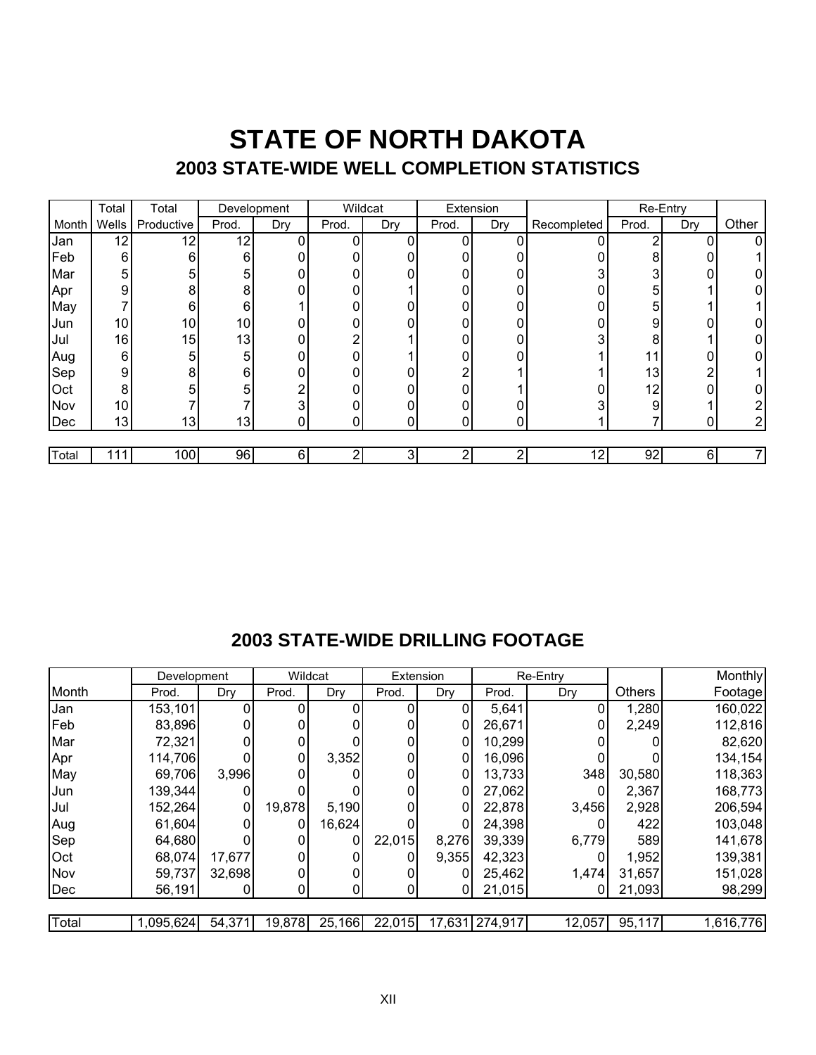# STATE OF NORTH DAKOTA

## 2003 STATE-WIDE WELL COMPLETION STATISTICS

| | Total | Total | Development | | Wildcat | | Extension | | | Re-Entry | | |
|---|---|---|---|---|---|---|---|---|---|---|---|---|
| Month | Wells | Productive | Prod. | Dry | Prod. | Dry | Prod. | Dry | Recompleted | Prod. | Dry | Other |
| Jan | 12 | 12 | 12 | 0 | 0 | 0 | 0 | 0 | 0 | 2 | 0 | 0 |
| Feb | 6 | 6 | 6 | 0 | 0 | 0 | 0 | 0 | 0 | 8 | 0 | 1 |
| Mar | 5 | 5 | 5 | 0 | 0 | 0 | 0 | 0 | 3 | 3 | 0 | 0 |
| Apr | 9 | 8 | 8 | 0 | 0 | 1 | 0 | 0 | 0 | 5 | 1 | 0 |
| May | 7 | 6 | 6 | 1 | 0 | 0 | 0 | 0 | 0 | 5 | 1 | 1 |
| Jun | 10 | 10 | 10 | 0 | 0 | 0 | 0 | 0 | 0 | 9 | 0 | 0 |
| Jul | 16 | 15 | 13 | 0 | 2 | 1 | 0 | 0 | 3 | 8 | 1 | 0 |
| Aug | 6 | 5 | 5 | 0 | 0 | 1 | 0 | 0 | 1 | 11 | 0 | 0 |
| Sep | 9 | 8 | 6 | 0 | 0 | 0 | 2 | 1 | 1 | 13 | 2 | 1 |
| Oct | 8 | 5 | 5 | 2 | 0 | 0 | 0 | 1 | 0 | 12 | 0 | 0 |
| Nov | 10 | 7 | 7 | 3 | 0 | 0 | 0 | 0 | 3 | 9 | 1 | 2 |
| Dec | 13 | 13 | 13 | 0 | 0 | 0 | 0 | 0 | 1 | 7 | 0 | 2 |
| Total | 111 | 100 | 96 | 6 | 2 | 3 | 2 | 2 | 12 | 92 | 6 | 7 |

## 2003 STATE-WIDE DRILLING FOOTAGE

| | Development | | Wildcat | | Extension | | Re-Entry | | | Monthly |
|---|---|---|---|---|---|---|---|---|---|---|
| Month | Prod. | Dry | Prod. | Dry | Prod. | Dry | Prod. | Dry | Others | Footage |
| Jan | 153,101 | 0 | 0 | 0 | 0 | 0 | 5,641 | 0 | 1,280 | 160,022 |
| Feb | 83,896 | 0 | 0 | 0 | 0 | 0 | 26,671 | 0 | 2,249 | 112,816 |
| Mar | 72,321 | 0 | 0 | 0 | 0 | 0 | 10,299 | 0 | 0 | 82,620 |
| Apr | 114,706 | 0 | 0 | 3,352 | 0 | 0 | 16,096 | 0 | 0 | 134,154 |
| May | 69,706 | 3,996 | 0 | 0 | 0 | 0 | 13,733 | 348 | 30,580 | 118,363 |
| Jun | 139,344 | 0 | 0 | 0 | 0 | 0 | 27,062 | 0 | 2,367 | 168,773 |
| Jul | 152,264 | 0 | 19,878 | 5,190 | 0 | 0 | 22,878 | 3,456 | 2,928 | 206,594 |
| Aug | 61,604 | 0 | 0 | 16,624 | 0 | 0 | 24,398 | 0 | 422 | 103,048 |
| Sep | 64,680 | 0 | 0 | 0 | 22,015 | 8,276 | 39,339 | 6,779 | 589 | 141,678 |
| Oct | 68,074 | 17,677 | 0 | 0 | 0 | 9,355 | 42,323 | 0 | 1,952 | 139,381 |
| Nov | 59,737 | 32,698 | 0 | 0 | 0 | 0 | 25,462 | 1,474 | 31,657 | 151,028 |
| Dec | 56,191 | 0 | 0 | 0 | 0 | 0 | 21,015 | 0 | 21,093 | 98,299 |
| Total | 1,095,624 | 54,371 | 19,878 | 25,166 | 22,015 | 17,631 | 274,917 | 12,057 | 95,117 | 1,616,776 |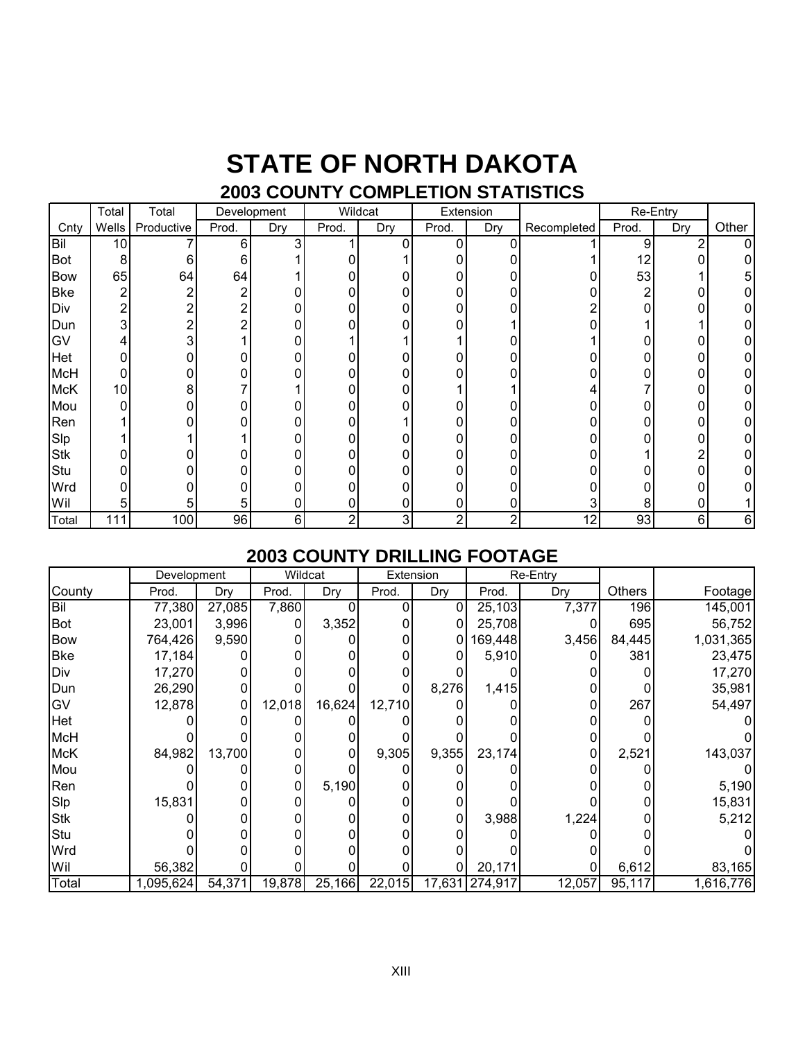# STATE OF NORTH DAKOTA

## 2003 COUNTY COMPLETION STATISTICS

| | Total | Total | Development | | Wildcat | | Extension | | | Re-Entry | | |
|---|---|---|---|---|---|---|---|---|---|---|---|---|
| Cnty | Wells | Productive | Prod. | Dry | Prod. | Dry | Prod. | Dry | Recompleted | Prod. | Dry | Other |
| Bil | 10 | 7 | 6 | 3 | 1 | 0 | 0 | 0 | 1 | 9 | 2 | 0 |
| Bot | 8 | 6 | 6 | 1 | 0 | 1 | 0 | 0 | 1 | 12 | 0 | 0 |
| Bow | 65 | 64 | 64 | 1 | 0 | 0 | 0 | 0 | 0 | 53 | 1 | 5 |
| Bke | 2 | 2 | 2 | 0 | 0 | 0 | 0 | 0 | 0 | 2 | 0 | 0 |
| Div | 2 | 2 | 2 | 0 | 0 | 0 | 0 | 0 | 2 | 0 | 0 | 0 |
| Dun | 3 | 2 | 2 | 0 | 0 | 0 | 0 | 1 | 0 | 1 | 1 | 0 |
| GV | 4 | 3 | 1 | 0 | 1 | 1 | 1 | 0 | 1 | 0 | 0 | 0 |
| Het | 0 | 0 | 0 | 0 | 0 | 0 | 0 | 0 | 0 | 0 | 0 | 0 |
| McH | 0 | 0 | 0 | 0 | 0 | 0 | 0 | 0 | 0 | 0 | 0 | 0 |
| McK | 10 | 8 | 7 | 1 | 0 | 0 | 1 | 1 | 4 | 7 | 0 | 0 |
| Mou | 0 | 0 | 0 | 0 | 0 | 0 | 0 | 0 | 0 | 0 | 0 | 0 |
| Ren | 1 | 0 | 0 | 0 | 0 | 1 | 0 | 0 | 0 | 0 | 0 | 0 |
| Slp | 1 | 1 | 1 | 0 | 0 | 0 | 0 | 0 | 0 | 0 | 0 | 0 |
| Stk | 0 | 0 | 0 | 0 | 0 | 0 | 0 | 0 | 0 | 1 | 2 | 0 |
| Stu | 0 | 0 | 0 | 0 | 0 | 0 | 0 | 0 | 0 | 0 | 0 | 0 |
| Wrd | 0 | 0 | 0 | 0 | 0 | 0 | 0 | 0 | 0 | 0 | 0 | 0 |
| Wil | 5 | 5 | 5 | 0 | 0 | 0 | 0 | 0 | 3 | 8 | 0 | 1 |
| Total | 111 | 100 | 96 | 6 | 2 | 3 | 2 | 2 | 12 | 93 | 6 | 6 |

## 2003 COUNTY DRILLING FOOTAGE

| | Development | | Wildcat | | Extension | | Re-Entry | | | |
|---|---|---|---|---|---|---|---|---|---|---|
| County | Prod. | Dry | Prod. | Dry | Prod. | Dry | Prod. | Dry | Others | Footage |
| Bil | 77,380 | 27,085 | 7,860 | 0 | 0 | 0 | 25,103 | 7,377 | 196 | 145,001 |
| Bot | 23,001 | 3,996 | 0 | 3,352 | 0 | 0 | 25,708 | 0 | 695 | 56,752 |
| Bow | 764,426 | 9,590 | 0 | 0 | 0 | 0 | 169,448 | 3,456 | 84,445 | 1,031,365 |
| Bke | 17,184 | 0 | 0 | 0 | 0 | 0 | 5,910 | 0 | 381 | 23,475 |
| Div | 17,270 | 0 | 0 | 0 | 0 | 0 | 0 | 0 | 0 | 17,270 |
| Dun | 26,290 | 0 | 0 | 0 | 0 | 8,276 | 1,415 | 0 | 0 | 35,981 |
| GV | 12,878 | 0 | 12,018 | 16,624 | 12,710 | 0 | 0 | 0 | 267 | 54,497 |
| Het | 0 | 0 | 0 | 0 | 0 | 0 | 0 | 0 | 0 | 0 |
| McH | 0 | 0 | 0 | 0 | 0 | 0 | 0 | 0 | 0 | 0 |
| McK | 84,982 | 13,700 | 0 | 0 | 9,305 | 9,355 | 23,174 | 0 | 2,521 | 143,037 |
| Mou | 0 | 0 | 0 | 0 | 0 | 0 | 0 | 0 | 0 | 0 |
| Ren | 0 | 0 | 0 | 5,190 | 0 | 0 | 0 | 0 | 0 | 5,190 |
| Slp | 15,831 | 0 | 0 | 0 | 0 | 0 | 0 | 0 | 0 | 15,831 |
| Stk | 0 | 0 | 0 | 0 | 0 | 0 | 3,988 | 1,224 | 0 | 5,212 |
| Stu | 0 | 0 | 0 | 0 | 0 | 0 | 0 | 0 | 0 | 0 |
| Wrd | 0 | 0 | 0 | 0 | 0 | 0 | 0 | 0 | 0 | 0 |
| Wil | 56,382 | 0 | 0 | 0 | 0 | 0 | 20,171 | 0 | 6,612 | 83,165 |
| Total | 1,095,624 | 54,371 | 19,878 | 25,166 | 22,015 | 17,631 | 274,917 | 12,057 | 95,117 | 1,616,776 |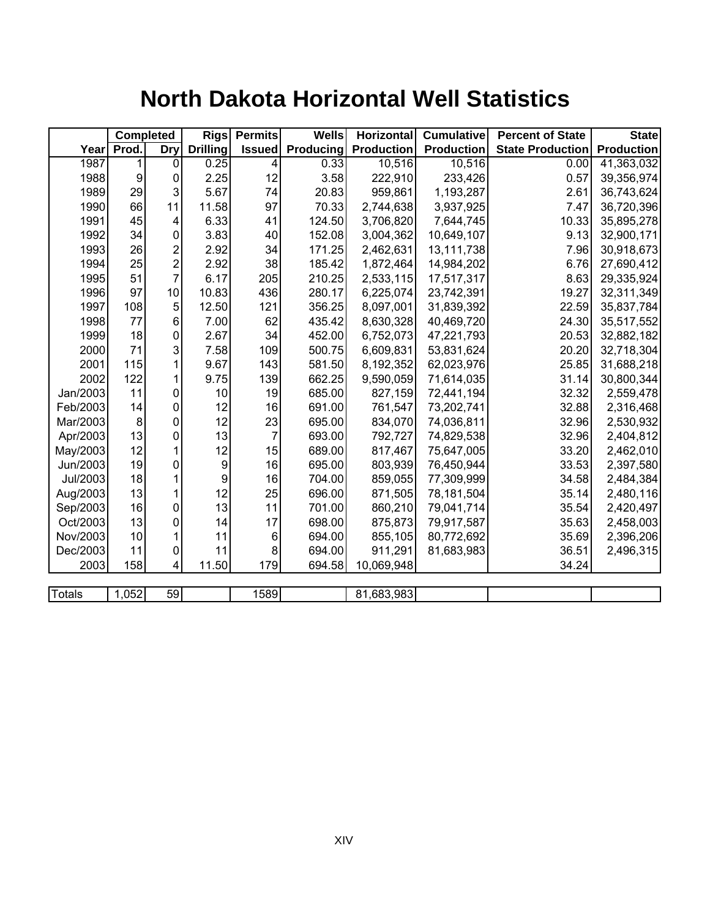# North Dakota Horizontal Well Statistics

| | Completed | | Rigs | Permits | Wells | Horizontal | Cumulative | Percent of State | State |
|---|---|---|---|---|---|---|---|---|---|
| Year | Prod. | Dry | Drilling | Issued | Producing | Production | Production | State Production | Production |
| 1987 | 1 | 0 | 0.25 | 4 | 0.33 | 10,516 | 10,516 | 0.00 | 41,363,032 |
| 1988 | 9 | 0 | 2.25 | 12 | 3.58 | 222,910 | 233,426 | 0.57 | 39,356,974 |
| 1989 | 29 | 3 | 5.67 | 74 | 20.83 | 959,861 | 1,193,287 | 2.61 | 36,743,624 |
| 1990 | 66 | 11 | 11.58 | 97 | 70.33 | 2,744,638 | 3,937,925 | 7.47 | 36,720,396 |
| 1991 | 45 | 4 | 6.33 | 41 | 124.50 | 3,706,820 | 7,644,745 | 10.33 | 35,895,278 |
| 1992 | 34 | 0 | 3.83 | 40 | 152.08 | 3,004,362 | 10,649,107 | 9.13 | 32,900,171 |
| 1993 | 26 | 2 | 2.92 | 34 | 171.25 | 2,462,631 | 13,111,738 | 7.96 | 30,918,673 |
| 1994 | 25 | 2 | 2.92 | 38 | 185.42 | 1,872,464 | 14,984,202 | 6.76 | 27,690,412 |
| 1995 | 51 | 7 | 6.17 | 205 | 210.25 | 2,533,115 | 17,517,317 | 8.63 | 29,335,924 |
| 1996 | 97 | 10 | 10.83 | 436 | 280.17 | 6,225,074 | 23,742,391 | 19.27 | 32,311,349 |
| 1997 | 108 | 5 | 12.50 | 121 | 356.25 | 8,097,001 | 31,839,392 | 22.59 | 35,837,784 |
| 1998 | 77 | 6 | 7.00 | 62 | 435.42 | 8,630,328 | 40,469,720 | 24.30 | 35,517,552 |
| 1999 | 18 | 0 | 2.67 | 34 | 452.00 | 6,752,073 | 47,221,793 | 20.53 | 32,882,182 |
| 2000 | 71 | 3 | 7.58 | 109 | 500.75 | 6,609,831 | 53,831,624 | 20.20 | 32,718,304 |
| 2001 | 115 | 1 | 9.67 | 143 | 581.50 | 8,192,352 | 62,023,976 | 25.85 | 31,688,218 |
| 2002 | 122 | 1 | 9.75 | 139 | 662.25 | 9,590,059 | 71,614,035 | 31.14 | 30,800,344 |
| Jan/2003 | 11 | 0 | 10 | 19 | 685.00 | 827,159 | 72,441,194 | 32.32 | 2,559,478 |
| Feb/2003 | 14 | 0 | 12 | 16 | 691.00 | 761,547 | 73,202,741 | 32.88 | 2,316,468 |
| Mar/2003 | 8 | 0 | 12 | 23 | 695.00 | 834,070 | 74,036,811 | 32.96 | 2,530,932 |
| Apr/2003 | 13 | 0 | 13 | 7 | 693.00 | 792,727 | 74,829,538 | 32.96 | 2,404,812 |
| May/2003 | 12 | 1 | 12 | 15 | 689.00 | 817,467 | 75,647,005 | 33.20 | 2,462,010 |
| Jun/2003 | 19 | 0 | 9 | 16 | 695.00 | 803,939 | 76,450,944 | 33.53 | 2,397,580 |
| Jul/2003 | 18 | 1 | 9 | 16 | 704.00 | 859,055 | 77,309,999 | 34.58 | 2,484,384 |
| Aug/2003 | 13 | 1 | 12 | 25 | 696.00 | 871,505 | 78,181,504 | 35.14 | 2,480,116 |
| Sep/2003 | 16 | 0 | 13 | 11 | 701.00 | 860,210 | 79,041,714 | 35.54 | 2,420,497 |
| Oct/2003 | 13 | 0 | 14 | 17 | 698.00 | 875,873 | 79,917,587 | 35.63 | 2,458,003 |
| Nov/2003 | 10 | 1 | 11 | 6 | 694.00 | 855,105 | 80,772,692 | 35.69 | 2,396,206 |
| Dec/2003 | 11 | 0 | 11 | 8 | 694.00 | 911,291 | 81,683,983 | 36.51 | 2,496,315 |
| 2003 | 158 | 4 | 11.50 | 179 | 694.58 | 10,069,948 | | 34.24 | |
| Totals | 1,052 | 59 | | 1589 | | 81,683,983 | | | |